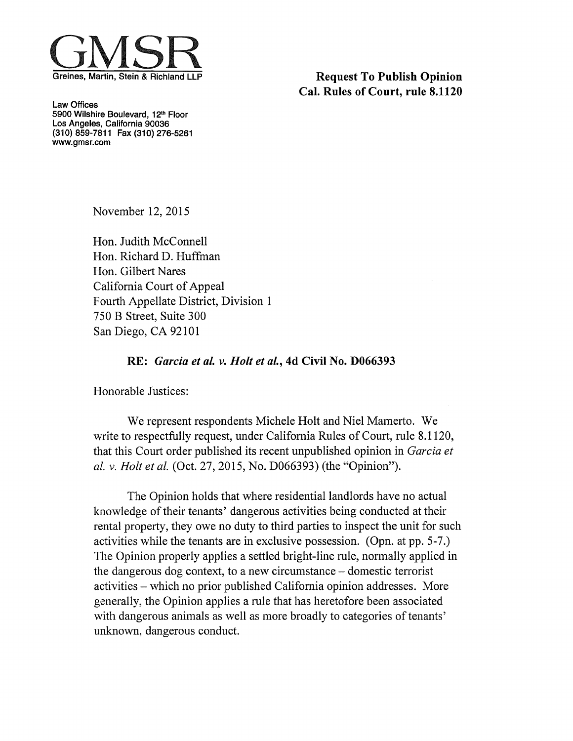# GMSR

Greines, Martin, Stein & Richland LLP

**Request To Publish Opinion**
**Cal. Rules of Court, rule 8.1120**

Law Offices
5900 Wilshire Boulevard, 12th Floor
Los Angeles, California 90036
(310) 859-7811 Fax (310) 276-5261
www.gmsr.com

November 12, 2015

Hon. Judith McConnell
Hon. Richard D. Huffman
Hon. Gilbert Nares
California Court of Appeal
Fourth Appellate District, Division 1
750 B Street, Suite 300
San Diego, CA 92101

**RE: *Garcia et al. v. Holt et al.*, 4d Civil No. D066393**

Honorable Justices:

We represent respondents Michele Holt and Niel Mamerto. We write to respectfully request, under California Rules of Court, rule 8.1120, that this Court order published its recent unpublished opinion in *Garcia et al. v. Holt et al.* (Oct. 27, 2015, No. D066393) (the "Opinion").

The Opinion holds that where residential landlords have no actual knowledge of their tenants' dangerous activities being conducted at their rental property, they owe no duty to third parties to inspect the unit for such activities while the tenants are in exclusive possession. (Opn. at pp. 5-7.) The Opinion properly applies a settled bright-line rule, normally applied in the dangerous dog context, to a new circumstance – domestic terrorist activities – which no prior published California opinion addresses. More generally, the Opinion applies a rule that has heretofore been associated with dangerous animals as well as more broadly to categories of tenants' unknown, dangerous conduct.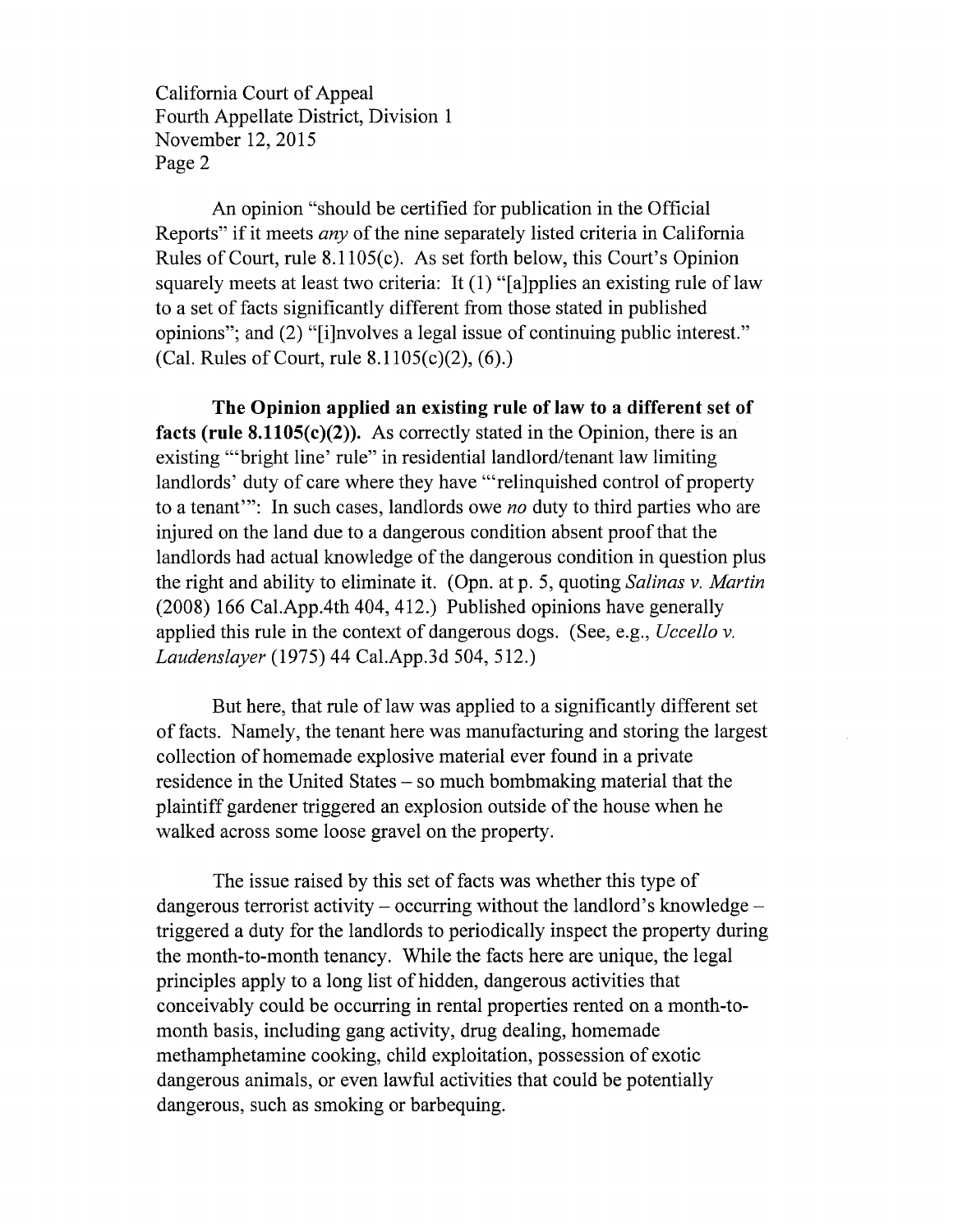An opinion "should be certified for publication in the Official Reports" if it meets *any* of the nine separately listed criteria in California Rules of Court, rule 8.1105(c). As set forth below, this Court's Opinion squarely meets at least two criteria: It (1) "[a]pplies an existing rule of law to a set of facts significantly different from those stated in published opinions"; and (2) "[i]nvolves a legal issue of continuing public interest." (Cal. Rules of Court, rule 8.1105(c)(2), (6).)

**The Opinion applied an existing rule of law to a different set of facts (rule 8.1105(c)(2)).** As correctly stated in the Opinion, there is an existing "'bright line' rule" in residential landlord/tenant law limiting landlords' duty of care where they have "'relinquished control of property to a tenant'": In such cases, landlords owe *no* duty to third parties who are injured on the land due to a dangerous condition absent proof that the landlords had actual knowledge of the dangerous condition in question plus the right and ability to eliminate it. (Opn. at p. 5, quoting *Salinas v. Martin* (2008) 166 Cal.App.4th 404, 412.) Published opinions have generally applied this rule in the context of dangerous dogs. (See, e.g., *Uccello v. Laudenslayer* (1975) 44 Cal.App.3d 504, 512.)

But here, that rule of law was applied to a significantly different set of facts. Namely, the tenant here was manufacturing and storing the largest collection of homemade explosive material ever found in a private residence in the United States – so much bombmaking material that the plaintiff gardener triggered an explosion outside of the house when he walked across some loose gravel on the property.

The issue raised by this set of facts was whether this type of dangerous terrorist activity – occurring without the landlord's knowledge – triggered a duty for the landlords to periodically inspect the property during the month-to-month tenancy. While the facts here are unique, the legal principles apply to a long list of hidden, dangerous activities that conceivably could be occurring in rental properties rented on a month-to-month basis, including gang activity, drug dealing, homemade methamphetamine cooking, child exploitation, possession of exotic dangerous animals, or even lawful activities that could be potentially dangerous, such as smoking or barbequing.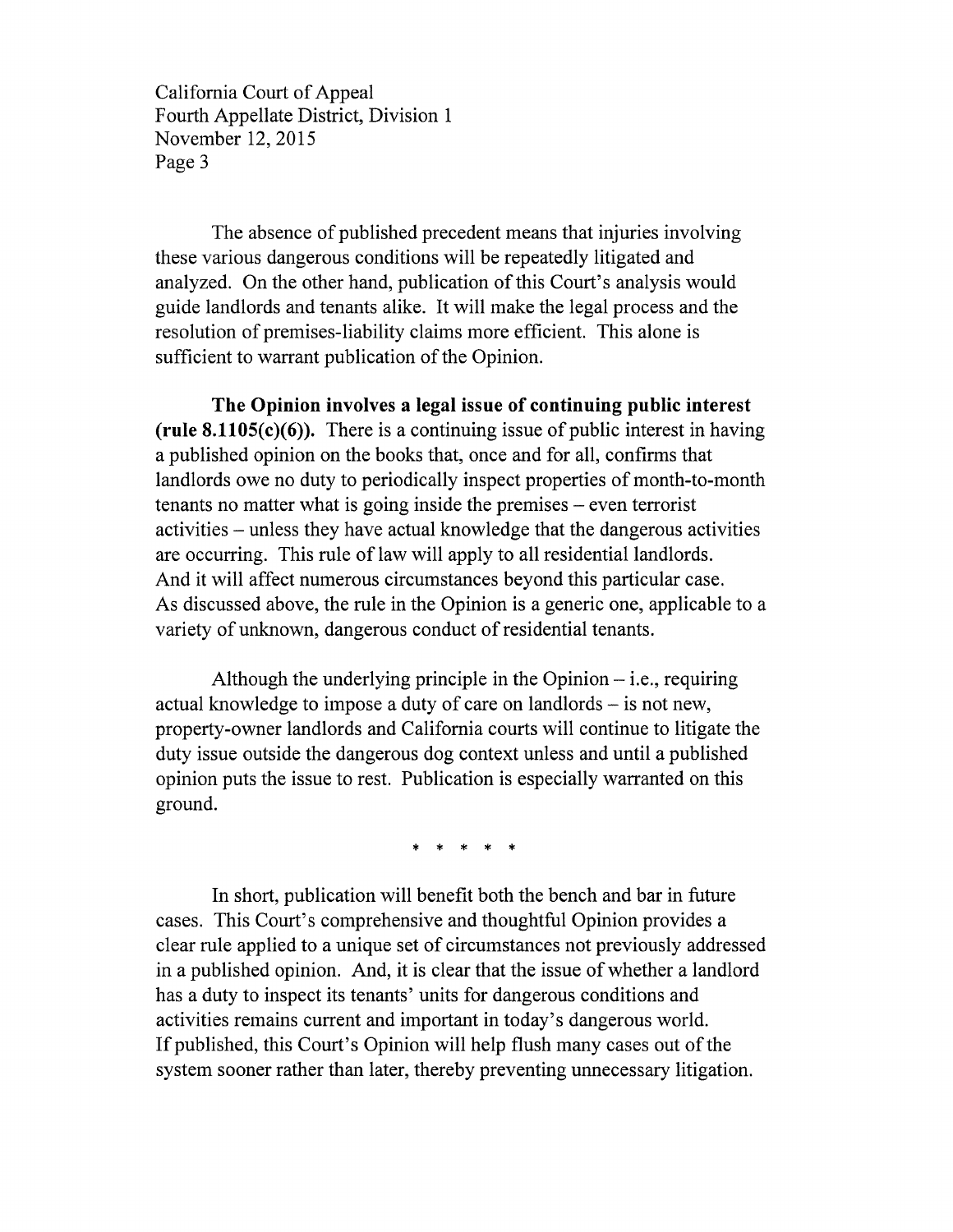The absence of published precedent means that injuries involving these various dangerous conditions will be repeatedly litigated and analyzed. On the other hand, publication of this Court's analysis would guide landlords and tenants alike. It will make the legal process and the resolution of premises-liability claims more efficient. This alone is sufficient to warrant publication of the Opinion.

**The Opinion involves a legal issue of continuing public interest (rule 8.1105(c)(6)).** There is a continuing issue of public interest in having a published opinion on the books that, once and for all, confirms that landlords owe no duty to periodically inspect properties of month-to-month tenants no matter what is going inside the premises – even terrorist activities – unless they have actual knowledge that the dangerous activities are occurring. This rule of law will apply to all residential landlords. And it will affect numerous circumstances beyond this particular case. As discussed above, the rule in the Opinion is a generic one, applicable to a variety of unknown, dangerous conduct of residential tenants.

Although the underlying principle in the Opinion – i.e., requiring actual knowledge to impose a duty of care on landlords – is not new, property-owner landlords and California courts will continue to litigate the duty issue outside the dangerous dog context unless and until a published opinion puts the issue to rest. Publication is especially warranted on this ground.

\* \* \* \* \*

In short, publication will benefit both the bench and bar in future cases. This Court's comprehensive and thoughtful Opinion provides a clear rule applied to a unique set of circumstances not previously addressed in a published opinion. And, it is clear that the issue of whether a landlord has a duty to inspect its tenants' units for dangerous conditions and activities remains current and important in today's dangerous world. If published, this Court's Opinion will help flush many cases out of the system sooner rather than later, thereby preventing unnecessary litigation.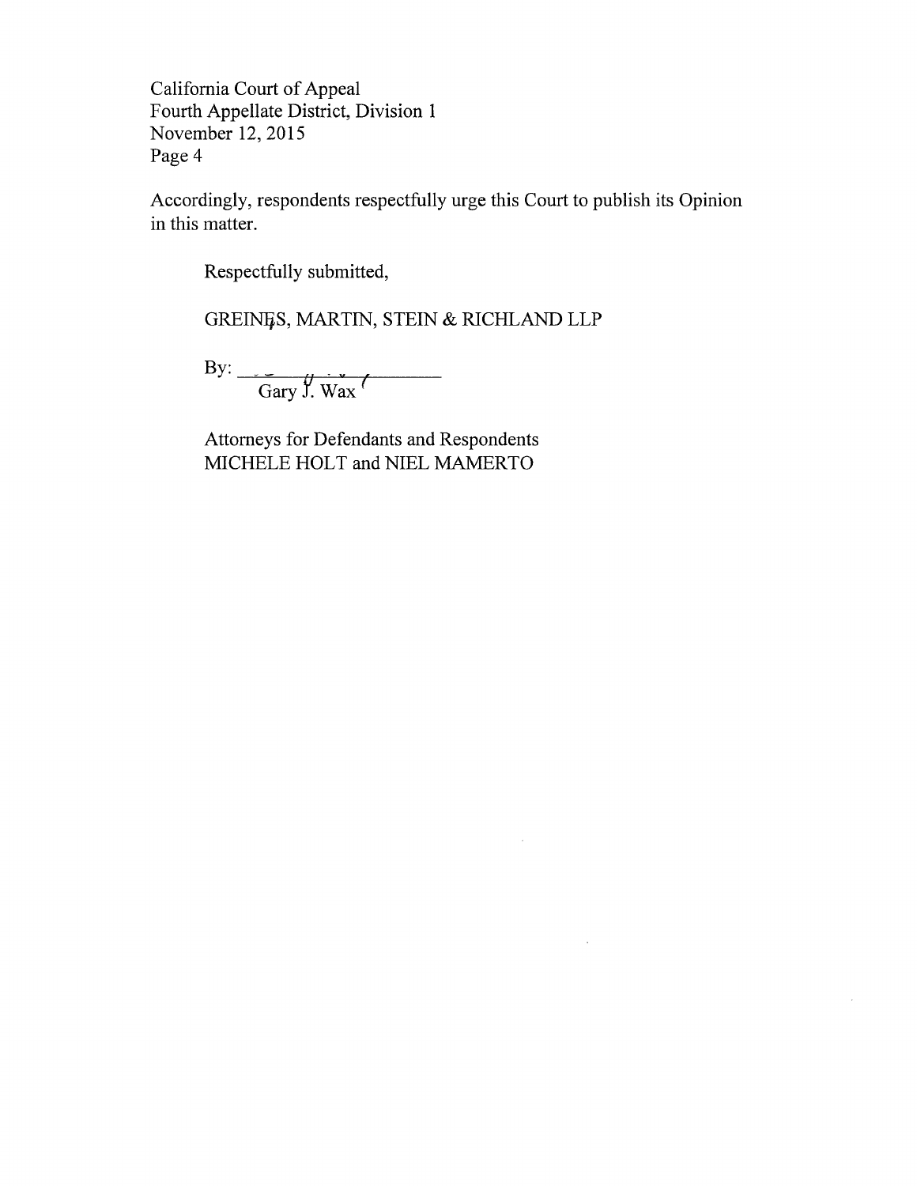Accordingly, respondents respectfully urge this Court to publish its Opinion in this matter.

Respectfully submitted,

GREINES, MARTIN, STEIN & RICHLAND LLP

By: ______________________
Gary J. Wax

Attorneys for Defendants and Respondents
MICHELE HOLT and NIEL MAMERTO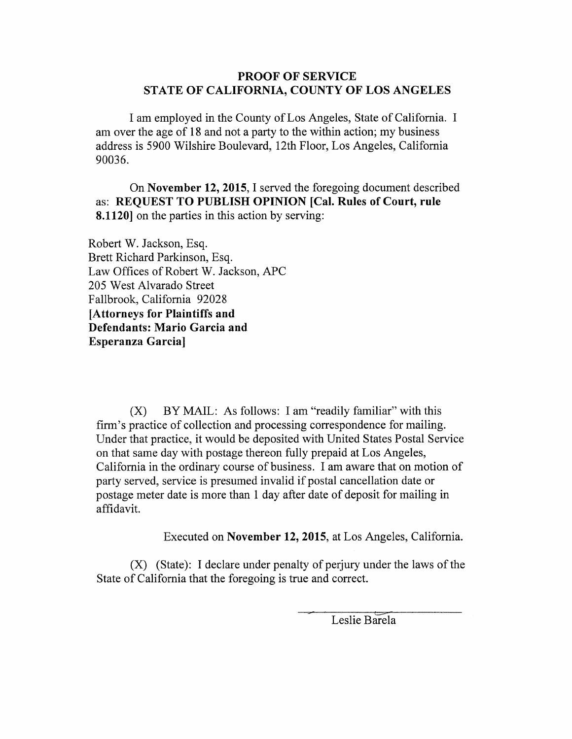## PROOF OF SERVICE
## STATE OF CALIFORNIA, COUNTY OF LOS ANGELES

I am employed in the County of Los Angeles, State of California. I am over the age of 18 and not a party to the within action; my business address is 5900 Wilshire Boulevard, 12th Floor, Los Angeles, California 90036.

On **November 12, 2015**, I served the foregoing document described as: **REQUEST TO PUBLISH OPINION [Cal. Rules of Court, rule 8.1120]** on the parties in this action by serving:

Robert W. Jackson, Esq.
Brett Richard Parkinson, Esq.
Law Offices of Robert W. Jackson, APC
205 West Alvarado Street
Fallbrook, California 92028
**[Attorneys for Plaintiffs and Defendants: Mario Garcia and Esperanza Garcia]**

(X) BY MAIL: As follows: I am "readily familiar" with this firm's practice of collection and processing correspondence for mailing. Under that practice, it would be deposited with United States Postal Service on that same day with postage thereon fully prepaid at Los Angeles, California in the ordinary course of business. I am aware that on motion of party served, service is presumed invalid if postal cancellation date or postage meter date is more than 1 day after date of deposit for mailing in affidavit.

Executed on **November 12, 2015**, at Los Angeles, California.

(X) (State): I declare under penalty of perjury under the laws of the State of California that the foregoing is true and correct.

Leslie Barela